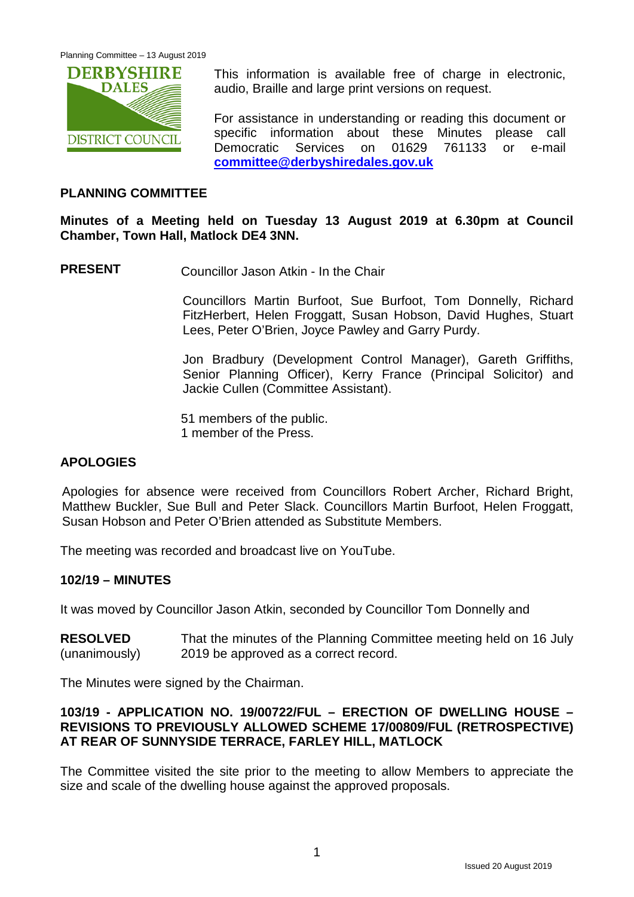This information is available free of charge in electronic, audio, Braille and large print versions on request.

For assistance in understanding or reading this document or specific information about these Minutes please call Democratic Services on 01629 761133 or e-mail **committee@derbyshiredales.gov.uk**

## PLANNING COMMITTEE

**Minutes of a Meeting held on Tuesday 13 August 2019 at 6.30pm at Council Chamber, Town Hall, Matlock DE4 3NN.**

**PRESENT** Councillor Jason Atkin - In the Chair

Councillors Martin Burfoot, Sue Burfoot, Tom Donnelly, Richard FitzHerbert, Helen Froggatt, Susan Hobson, David Hughes, Stuart Lees, Peter O'Brien, Joyce Pawley and Garry Purdy.

Jon Bradbury (Development Control Manager), Gareth Griffiths, Senior Planning Officer), Kerry France (Principal Solicitor) and Jackie Cullen (Committee Assistant).

51 members of the public.
1 member of the Press.

## APOLOGIES

Apologies for absence were received from Councillors Robert Archer, Richard Bright, Matthew Buckler, Sue Bull and Peter Slack. Councillors Martin Burfoot, Helen Froggatt, Susan Hobson and Peter O'Brien attended as Substitute Members.

The meeting was recorded and broadcast live on YouTube.

## 102/19 – MINUTES

It was moved by Councillor Jason Atkin, seconded by Councillor Tom Donnelly and

**RESOLVED** (unanimously) That the minutes of the Planning Committee meeting held on 16 July 2019 be approved as a correct record.

The Minutes were signed by the Chairman.

## 103/19 - APPLICATION NO. 19/00722/FUL – ERECTION OF DWELLING HOUSE – REVISIONS TO PREVIOUSLY ALLOWED SCHEME 17/00809/FUL (RETROSPECTIVE) AT REAR OF SUNNYSIDE TERRACE, FARLEY HILL, MATLOCK

The Committee visited the site prior to the meeting to allow Members to appreciate the size and scale of the dwelling house against the approved proposals.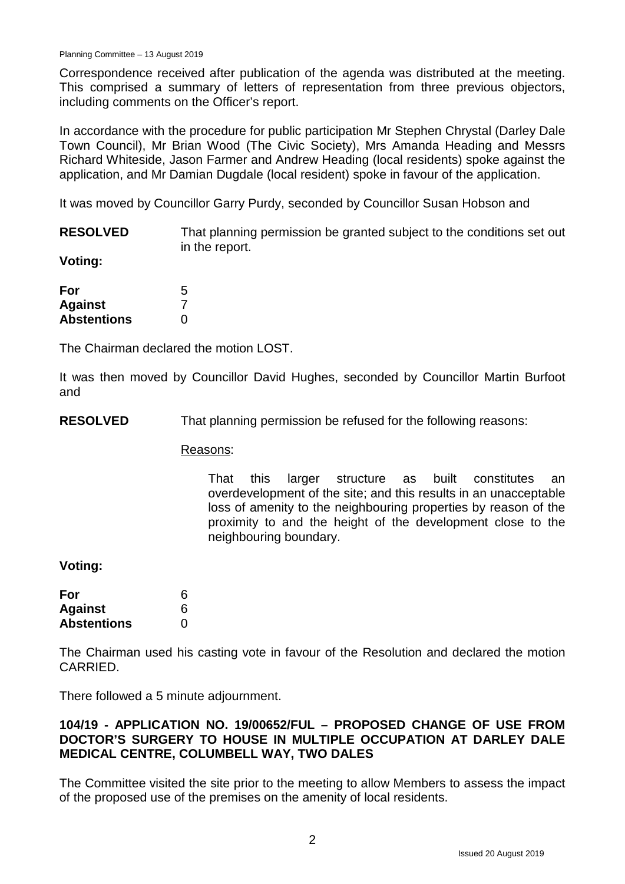Correspondence received after publication of the agenda was distributed at the meeting. This comprised a summary of letters of representation from three previous objectors, including comments on the Officer's report.

In accordance with the procedure for public participation Mr Stephen Chrystal (Darley Dale Town Council), Mr Brian Wood (The Civic Society), Mrs Amanda Heading and Messrs Richard Whiteside, Jason Farmer and Andrew Heading (local residents) spoke against the application, and Mr Damian Dugdale (local resident) spoke in favour of the application.

It was moved by Councillor Garry Purdy, seconded by Councillor Susan Hobson and

**RESOLVED** That planning permission be granted subject to the conditions set out in the report.

**Voting:**

| | |
|---|---|
| **For** | 5 |
| **Against** | 7 |
| **Abstentions** | 0 |

The Chairman declared the motion LOST.

It was then moved by Councillor David Hughes, seconded by Councillor Martin Burfoot and

**RESOLVED** That planning permission be refused for the following reasons:

Reasons:

That this larger structure as built constitutes an overdevelopment of the site; and this results in an unacceptable loss of amenity to the neighbouring properties by reason of the proximity to and the height of the development close to the neighbouring boundary.

**Voting:**

| | |
|---|---|
| **For** | 6 |
| **Against** | 6 |
| **Abstentions** | 0 |

The Chairman used his casting vote in favour of the Resolution and declared the motion CARRIED.

There followed a 5 minute adjournment.

### 104/19 - APPLICATION NO. 19/00652/FUL – PROPOSED CHANGE OF USE FROM DOCTOR'S SURGERY TO HOUSE IN MULTIPLE OCCUPATION AT DARLEY DALE MEDICAL CENTRE, COLUMBELL WAY, TWO DALES

The Committee visited the site prior to the meeting to allow Members to assess the impact of the proposed use of the premises on the amenity of local residents.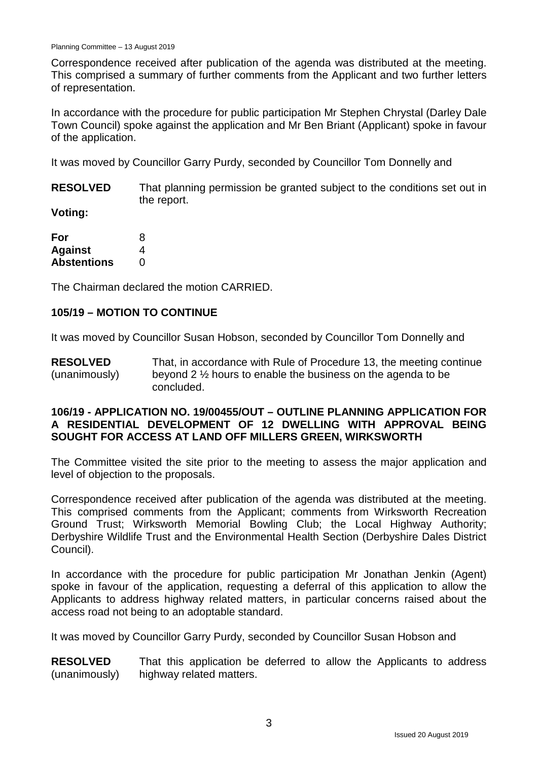Correspondence received after publication of the agenda was distributed at the meeting. This comprised a summary of further comments from the Applicant and two further letters of representation.

In accordance with the procedure for public participation Mr Stephen Chrystal (Darley Dale Town Council) spoke against the application and Mr Ben Briant (Applicant) spoke in favour of the application.

It was moved by Councillor Garry Purdy, seconded by Councillor Tom Donnelly and

**RESOLVED** That planning permission be granted subject to the conditions set out in the report.

**Voting:**

| | |
|---|---|
| **For** | 8 |
| **Against** | 4 |
| **Abstentions** | 0 |

The Chairman declared the motion CARRIED.

## 105/19 – MOTION TO CONTINUE

It was moved by Councillor Susan Hobson, seconded by Councillor Tom Donnelly and

**RESOLVED** (unanimously) That, in accordance with Rule of Procedure 13, the meeting continue beyond 2 ½ hours to enable the business on the agenda to be concluded.

## 106/19 - APPLICATION NO. 19/00455/OUT – OUTLINE PLANNING APPLICATION FOR A RESIDENTIAL DEVELOPMENT OF 12 DWELLING WITH APPROVAL BEING SOUGHT FOR ACCESS AT LAND OFF MILLERS GREEN, WIRKSWORTH

The Committee visited the site prior to the meeting to assess the major application and level of objection to the proposals.

Correspondence received after publication of the agenda was distributed at the meeting. This comprised comments from the Applicant; comments from Wirksworth Recreation Ground Trust; Wirksworth Memorial Bowling Club; the Local Highway Authority; Derbyshire Wildlife Trust and the Environmental Health Section (Derbyshire Dales District Council).

In accordance with the procedure for public participation Mr Jonathan Jenkin (Agent) spoke in favour of the application, requesting a deferral of this application to allow the Applicants to address highway related matters, in particular concerns raised about the access road not being to an adoptable standard.

It was moved by Councillor Garry Purdy, seconded by Councillor Susan Hobson and

**RESOLVED** (unanimously) That this application be deferred to allow the Applicants to address highway related matters.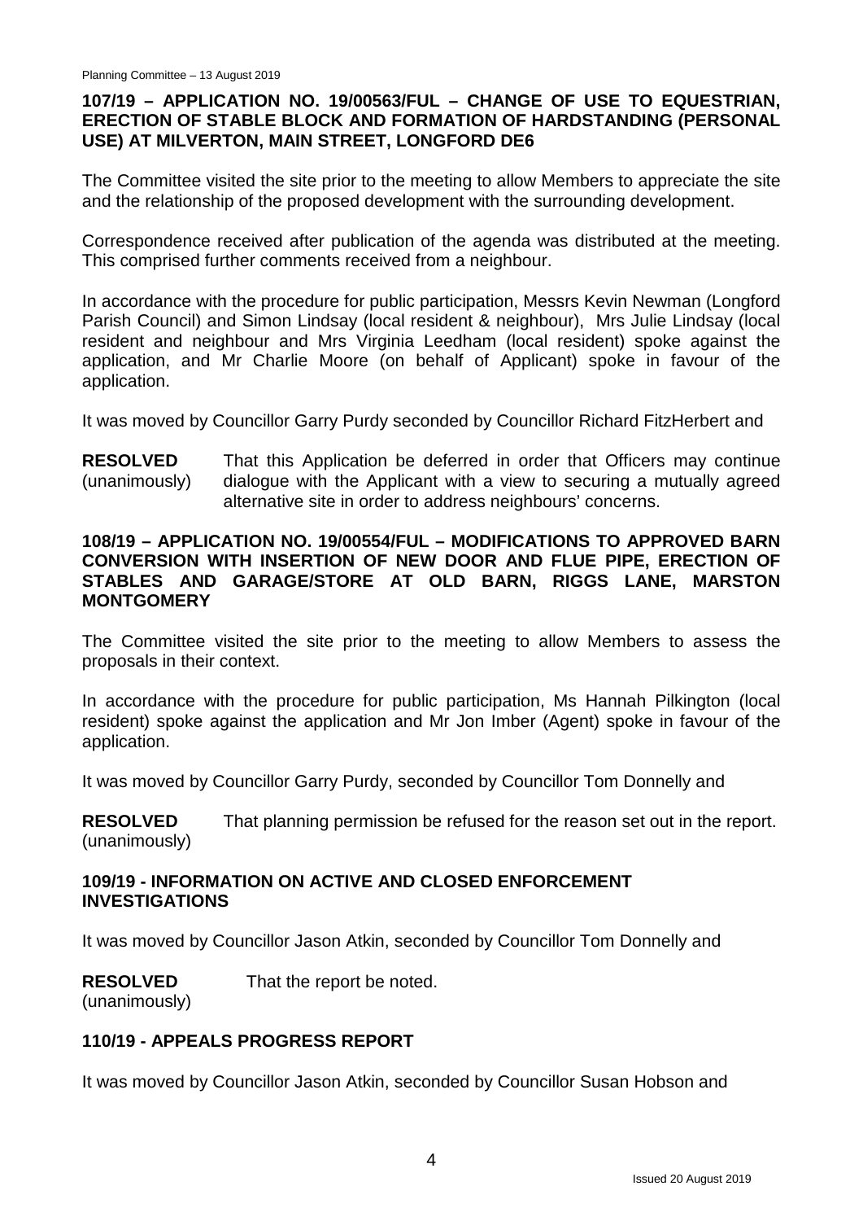## 107/19 – APPLICATION NO. 19/00563/FUL – CHANGE OF USE TO EQUESTRIAN, ERECTION OF STABLE BLOCK AND FORMATION OF HARDSTANDING (PERSONAL USE) AT MILVERTON, MAIN STREET, LONGFORD DE6

The Committee visited the site prior to the meeting to allow Members to appreciate the site and the relationship of the proposed development with the surrounding development.

Correspondence received after publication of the agenda was distributed at the meeting. This comprised further comments received from a neighbour.

In accordance with the procedure for public participation, Messrs Kevin Newman (Longford Parish Council) and Simon Lindsay (local resident & neighbour), Mrs Julie Lindsay (local resident and neighbour and Mrs Virginia Leedham (local resident) spoke against the application, and Mr Charlie Moore (on behalf of Applicant) spoke in favour of the application.

It was moved by Councillor Garry Purdy seconded by Councillor Richard FitzHerbert and

**RESOLVED** (unanimously) That this Application be deferred in order that Officers may continue dialogue with the Applicant with a view to securing a mutually agreed alternative site in order to address neighbours' concerns.

## 108/19 – APPLICATION NO. 19/00554/FUL – MODIFICATIONS TO APPROVED BARN CONVERSION WITH INSERTION OF NEW DOOR AND FLUE PIPE, ERECTION OF STABLES AND GARAGE/STORE AT OLD BARN, RIGGS LANE, MARSTON MONTGOMERY

The Committee visited the site prior to the meeting to allow Members to assess the proposals in their context.

In accordance with the procedure for public participation, Ms Hannah Pilkington (local resident) spoke against the application and Mr Jon Imber (Agent) spoke in favour of the application.

It was moved by Councillor Garry Purdy, seconded by Councillor Tom Donnelly and

**RESOLVED** (unanimously) That planning permission be refused for the reason set out in the report.

## 109/19 - INFORMATION ON ACTIVE AND CLOSED ENFORCEMENT INVESTIGATIONS

It was moved by Councillor Jason Atkin, seconded by Councillor Tom Donnelly and

**RESOLVED** (unanimously) That the report be noted.

## 110/19 - APPEALS PROGRESS REPORT

It was moved by Councillor Jason Atkin, seconded by Councillor Susan Hobson and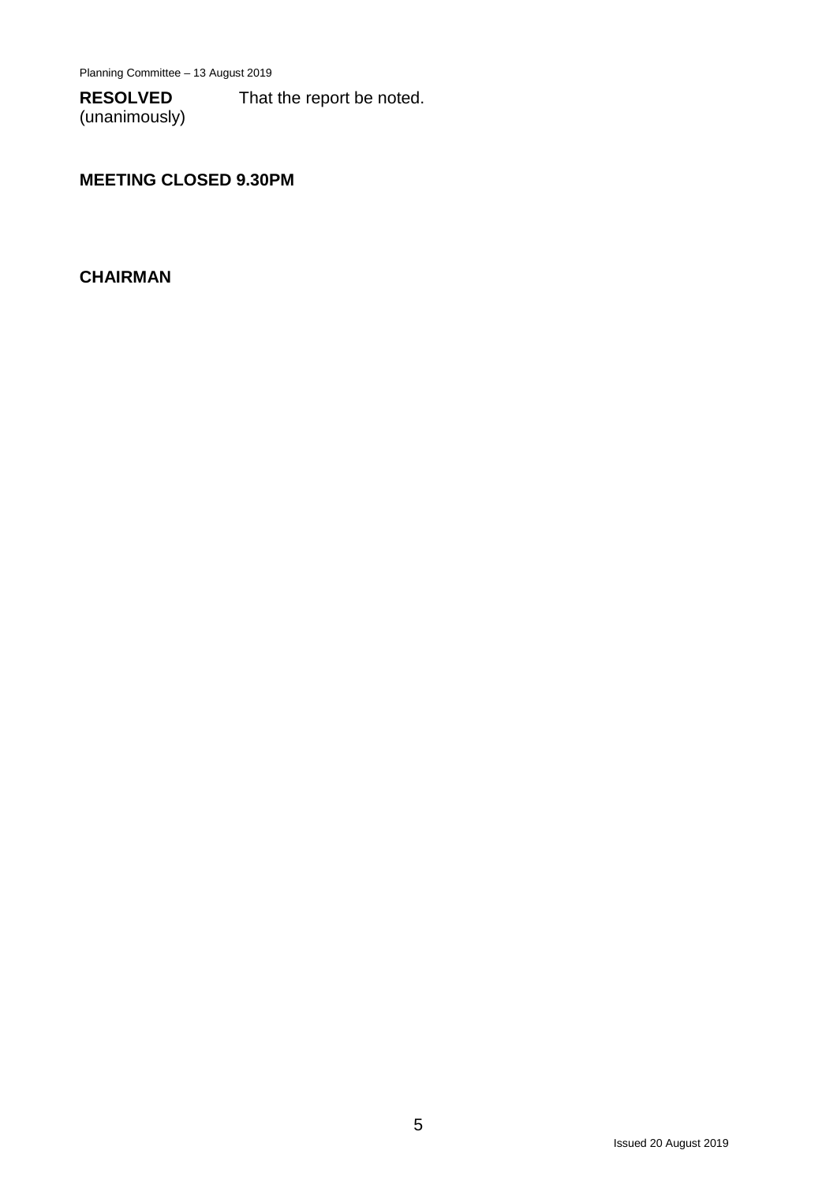**RESOLVED** (unanimously) That the report be noted.

**MEETING CLOSED 9.30PM**

**CHAIRMAN**

Issued 20 August 2019